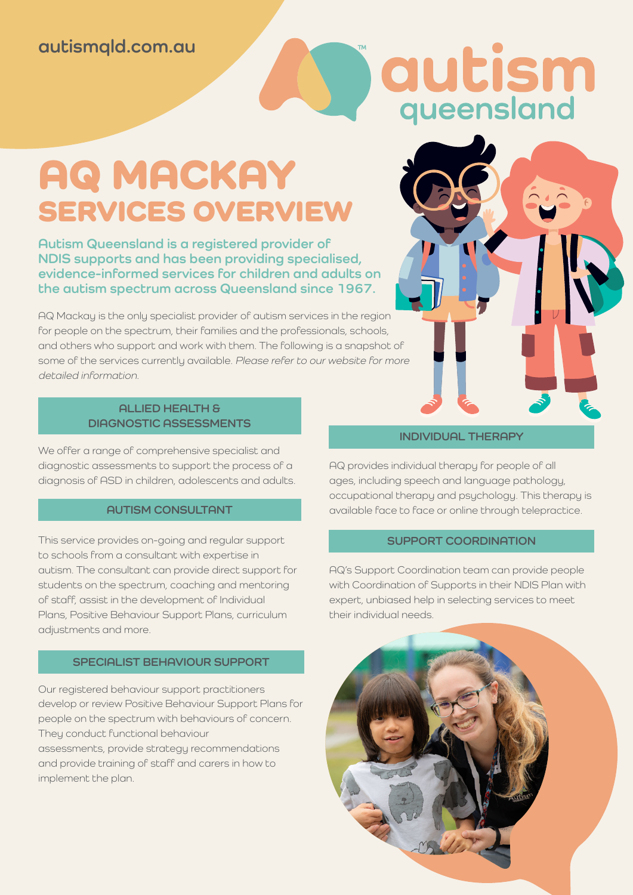autismqld.com.au

autism queensland

# AQ MACKAY SERVICES OVERVIEW

**Autism Queensland is a registered provider of NDIS supports and has been providing specialised, evidence-informed services for children and adults on the autism spectrum across Queensland since 1967.**

AQ Mackay is the only specialist provider of autism services in the region for people on the spectrum, their families and the professionals, schools, and others who support and work with them. The following is a snapshot of some of the services currently available. *Please refer to our website for more detailed information.*

## ALLIED HEALTH & DIAGNOSTIC ASSESSMENTS

We offer a range of comprehensive specialist and diagnostic assessments to support the process of a diagnosis of ASD in children, adolescents and adults.

## AUTISM CONSULTANT

This service provides on-going and regular support to schools from a consultant with expertise in autism. The consultant can provide direct support for students on the spectrum, coaching and mentoring of staff, assist in the development of Individual Plans, Positive Behaviour Support Plans, curriculum adjustments and more.

## SPECIALIST BEHAVIOUR SUPPORT

Our registered behaviour support practitioners develop or review Positive Behaviour Support Plans for people on the spectrum with behaviours of concern. They conduct functional behaviour assessments, provide strategy recommendations and provide training of staff and carers in how to implement the plan.

## INDIVIDUAL THERAPY

AQ provides individual therapy for people of all ages, including speech and language pathology, occupational therapy and psychology. This therapy is available face to face or online through telepractice.

## SUPPORT COORDINATION

AQ's Support Coordination team can provide people with Coordination of Supports in their NDIS Plan with expert, unbiased help in selecting services to meet their individual needs.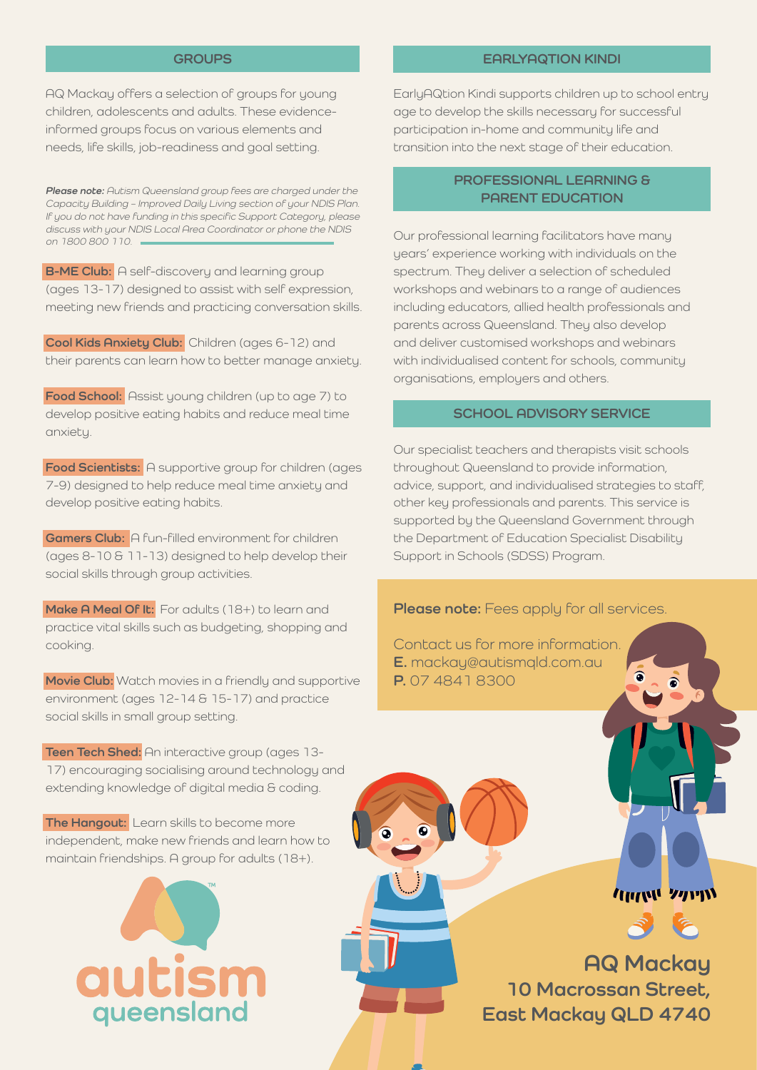## GROUPS

AQ Mackay offers a selection of groups for young children, adolescents and adults. These evidence-informed groups focus on various elements and needs, life skills, job-readiness and goal setting.

***Please note:** Autism Queensland group fees are charged under the Capacity Building – Improved Daily Living section of your NDIS Plan. If you do not have funding in this specific Support Category, please discuss with your NDIS Local Area Coordinator or phone the NDIS on 1800 800 110.*

**B-ME Club:** A self-discovery and learning group (ages 13-17) designed to assist with self expression, meeting new friends and practicing conversation skills.

**Cool Kids Anxiety Club:** Children (ages 6-12) and their parents can learn how to better manage anxiety.

**Food School:** Assist young children (up to age 7) to develop positive eating habits and reduce meal time anxiety.

**Food Scientists:** A supportive group for children (ages 7-9) designed to help reduce meal time anxiety and develop positive eating habits.

**Gamers Club:** A fun-filled environment for children (ages 8-10 & 11-13) designed to help develop their social skills through group activities.

**Make A Meal Of It:** For adults (18+) to learn and practice vital skills such as budgeting, shopping and cooking.

**Movie Club:** Watch movies in a friendly and supportive environment (ages 12-14 & 15-17) and practice social skills in small group setting.

**Teen Tech Shed:** An interactive group (ages 13-17) encouraging socialising around technology and extending knowledge of digital media & coding.

**The Hangout:** Learn skills to become more independent, make new friends and learn how to maintain friendships. A group for adults (18+).

autism queensland

## EARLYAQTION KINDI

EarlyAQtion Kindi supports children up to school entry age to develop the skills necessary for successful participation in-home and community life and transition into the next stage of their education.

## PROFESSIONAL LEARNING & PARENT EDUCATION

Our professional learning facilitators have many years' experience working with individuals on the spectrum. They deliver a selection of scheduled workshops and webinars to a range of audiences including educators, allied health professionals and parents across Queensland. They also develop and deliver customised workshops and webinars with individualised content for schools, community organisations, employers and others.

## SCHOOL ADVISORY SERVICE

Our specialist teachers and therapists visit schools throughout Queensland to provide information, advice, support, and individualised strategies to staff, other key professionals and parents. This service is supported by the Queensland Government through the Department of Education Specialist Disability Support in Schools (SDSS) Program.

**Please note:** Fees apply for all services.

Contact us for more information.
**E.** mackay@autismqld.com.au
**P.** 07 4841 8300

**AQ Mackay**
**10 Macrossan Street,**
**East Mackay QLD 4740**